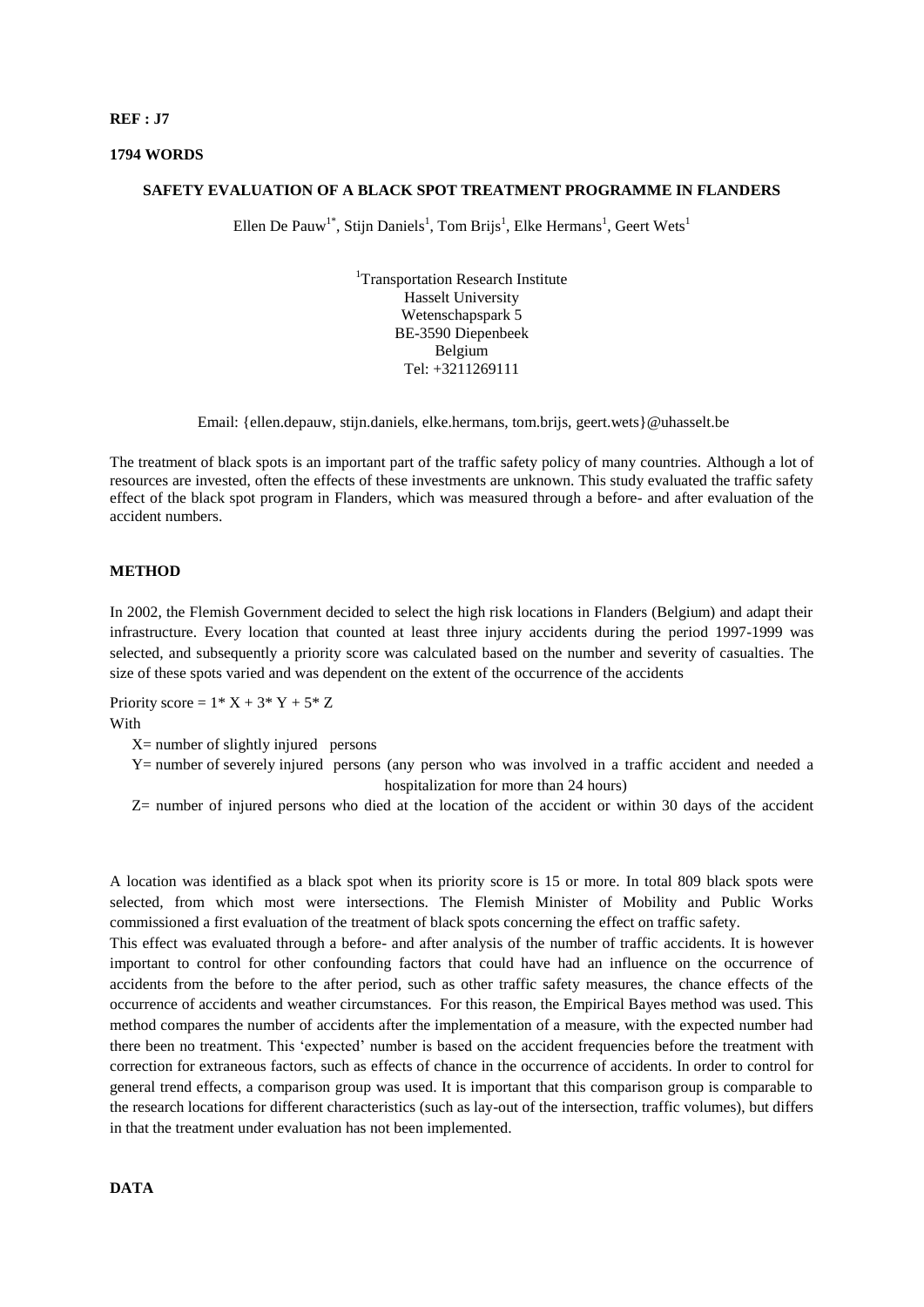**REF : J7**

**1794 WORDS**

## SAFETY EVALUATION OF A BLACK SPOT TREATMENT PROGRAMME IN FLANDERS

Ellen De Pauw[1*], Stijn Daniels[1], Tom Brijs[1], Elke Hermans[1], Geert Wets[1]

[1]Transportation Research Institute
Hasselt University
Wetenschapspark 5
BE-3590 Diepenbeek
Belgium
Tel: +3211269111

Email: {ellen.depauw, stijn.daniels, elke.hermans, tom.brijs, geert.wets}@uhasselt.be

The treatment of black spots is an important part of the traffic safety policy of many countries. Although a lot of resources are invested, often the effects of these investments are unknown. This study evaluated the traffic safety effect of the black spot program in Flanders, which was measured through a before- and after evaluation of the accident numbers.

### METHOD

In 2002, the Flemish Government decided to select the high risk locations in Flanders (Belgium) and adapt their infrastructure. Every location that counted at least three injury accidents during the period 1997-1999 was selected, and subsequently a priority score was calculated based on the number and severity of casualties. The size of these spots varied and was dependent on the extent of the occurrence of the accidents

$$\text{Priority score} = 1 * X + 3 * Y + 5 * Z$$

With

- X= number of slightly injured persons
- Y= number of severely injured persons (any person who was involved in a traffic accident and needed a hospitalization for more than 24 hours)
- Z= number of injured persons who died at the location of the accident or within 30 days of the accident

A location was identified as a black spot when its priority score is 15 or more. In total 809 black spots were selected, from which most were intersections. The Flemish Minister of Mobility and Public Works commissioned a first evaluation of the treatment of black spots concerning the effect on traffic safety.

This effect was evaluated through a before- and after analysis of the number of traffic accidents. It is however important to control for other confounding factors that could have had an influence on the occurrence of accidents from the before to the after period, such as other traffic safety measures, the chance effects of the occurrence of accidents and weather circumstances. For this reason, the Empirical Bayes method was used. This method compares the number of accidents after the implementation of a measure, with the expected number had there been no treatment. This 'expected' number is based on the accident frequencies before the treatment with correction for extraneous factors, such as effects of chance in the occurrence of accidents. In order to control for general trend effects, a comparison group was used. It is important that this comparison group is comparable to the research locations for different characteristics (such as lay-out of the intersection, traffic volumes), but differs in that the treatment under evaluation has not been implemented.

### DATA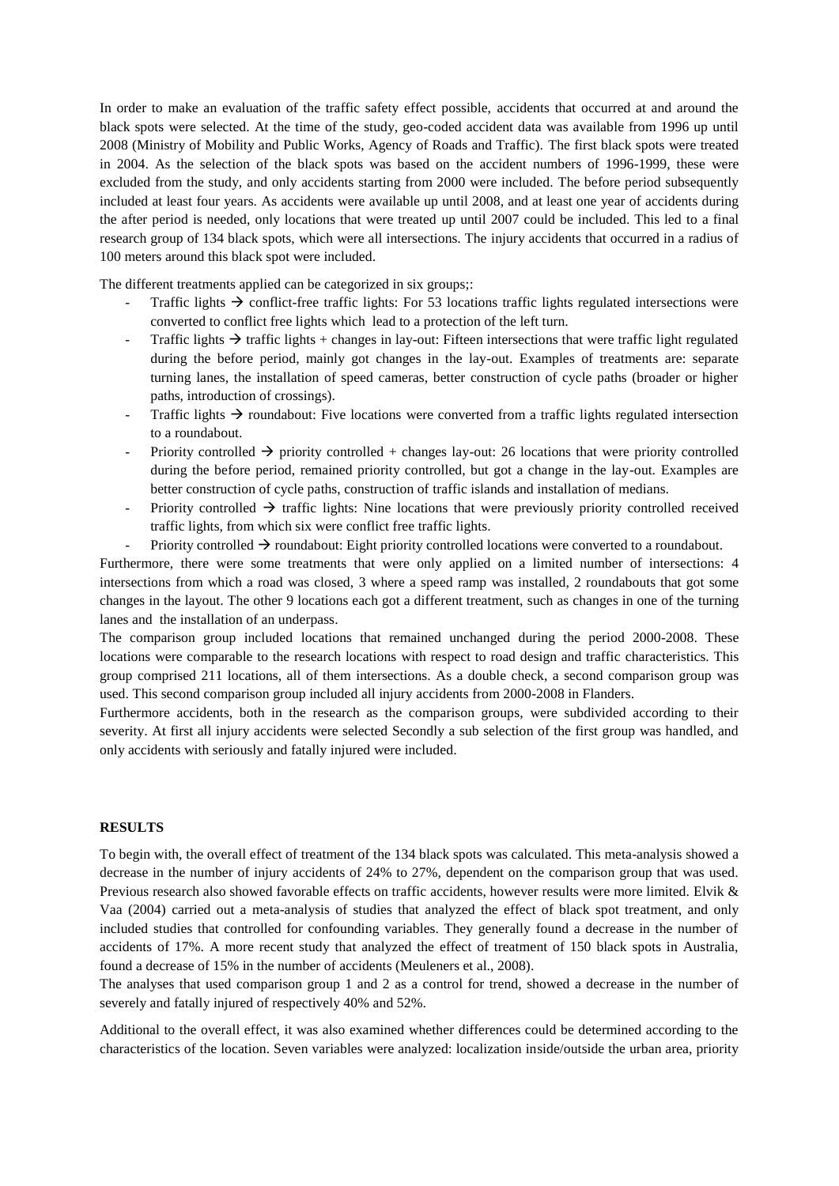In order to make an evaluation of the traffic safety effect possible, accidents that occurred at and around the black spots were selected. At the time of the study, geo-coded accident data was available from 1996 up until 2008 (Ministry of Mobility and Public Works, Agency of Roads and Traffic). The first black spots were treated in 2004. As the selection of the black spots was based on the accident numbers of 1996-1999, these were excluded from the study, and only accidents starting from 2000 were included. The before period subsequently included at least four years. As accidents were available up until 2008, and at least one year of accidents during the after period is needed, only locations that were treated up until 2007 could be included. This led to a final research group of 134 black spots, which were all intersections. The injury accidents that occurred in a radius of 100 meters around this black spot were included.

The different treatments applied can be categorized in six groups;:

- Traffic lights → conflict-free traffic lights: For 53 locations traffic lights regulated intersections were converted to conflict free lights which lead to a protection of the left turn.
- Traffic lights → traffic lights + changes in lay-out: Fifteen intersections that were traffic light regulated during the before period, mainly got changes in the lay-out. Examples of treatments are: separate turning lanes, the installation of speed cameras, better construction of cycle paths (broader or higher paths, introduction of crossings).
- Traffic lights → roundabout: Five locations were converted from a traffic lights regulated intersection to a roundabout.
- Priority controlled → priority controlled + changes lay-out: 26 locations that were priority controlled during the before period, remained priority controlled, but got a change in the lay-out. Examples are better construction of cycle paths, construction of traffic islands and installation of medians.
- Priority controlled → traffic lights: Nine locations that were previously priority controlled received traffic lights, from which six were conflict free traffic lights.
- Priority controlled → roundabout: Eight priority controlled locations were converted to a roundabout.

Furthermore, there were some treatments that were only applied on a limited number of intersections: 4 intersections from which a road was closed, 3 where a speed ramp was installed, 2 roundabouts that got some changes in the layout. The other 9 locations each got a different treatment, such as changes in one of the turning lanes and the installation of an underpass.

The comparison group included locations that remained unchanged during the period 2000-2008. These locations were comparable to the research locations with respect to road design and traffic characteristics. This group comprised 211 locations, all of them intersections. As a double check, a second comparison group was used. This second comparison group included all injury accidents from 2000-2008 in Flanders.

Furthermore accidents, both in the research as the comparison groups, were subdivided according to their severity. At first all injury accidents were selected Secondly a sub selection of the first group was handled, and only accidents with seriously and fatally injured were included.

## RESULTS

To begin with, the overall effect of treatment of the 134 black spots was calculated. This meta-analysis showed a decrease in the number of injury accidents of 24% to 27%, dependent on the comparison group that was used. Previous research also showed favorable effects on traffic accidents, however results were more limited. Elvik & Vaa (2004) carried out a meta-analysis of studies that analyzed the effect of black spot treatment, and only included studies that controlled for confounding variables. They generally found a decrease in the number of accidents of 17%. A more recent study that analyzed the effect of treatment of 150 black spots in Australia, found a decrease of 15% in the number of accidents (Meuleners et al., 2008).

The analyses that used comparison group 1 and 2 as a control for trend, showed a decrease in the number of severely and fatally injured of respectively 40% and 52%.

Additional to the overall effect, it was also examined whether differences could be determined according to the characteristics of the location. Seven variables were analyzed: localization inside/outside the urban area, priority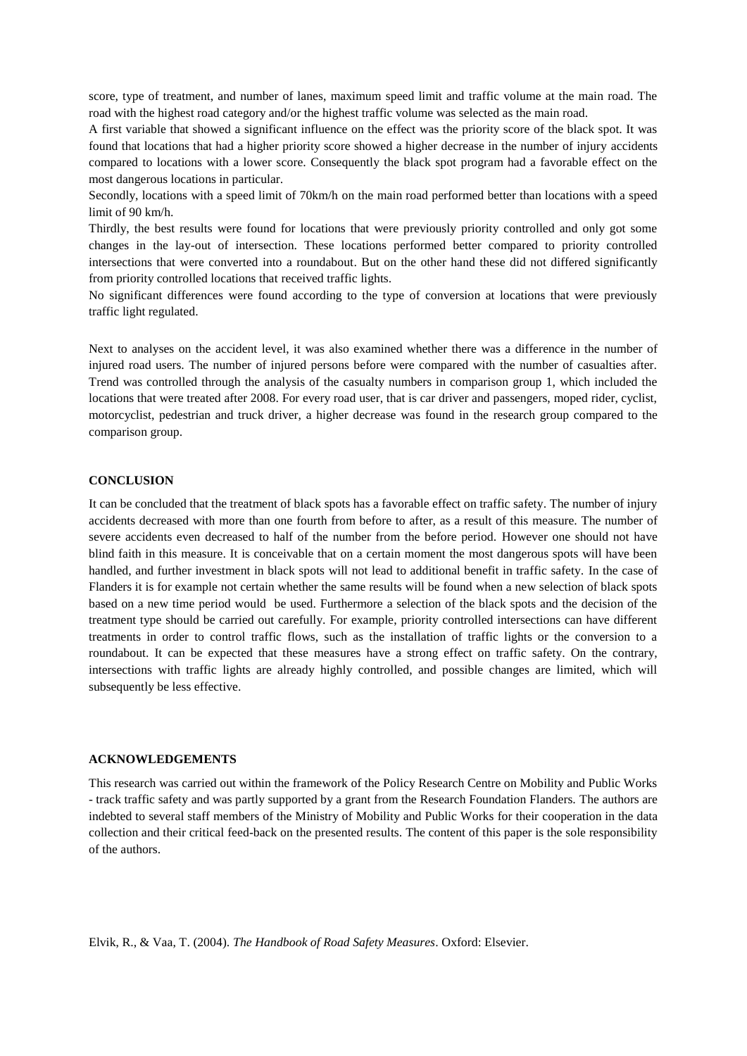score, type of treatment, and number of lanes, maximum speed limit and traffic volume at the main road. The road with the highest road category and/or the highest traffic volume was selected as the main road.

A first variable that showed a significant influence on the effect was the priority score of the black spot. It was found that locations that had a higher priority score showed a higher decrease in the number of injury accidents compared to locations with a lower score. Consequently the black spot program had a favorable effect on the most dangerous locations in particular.

Secondly, locations with a speed limit of 70km/h on the main road performed better than locations with a speed limit of 90 km/h.

Thirdly, the best results were found for locations that were previously priority controlled and only got some changes in the lay-out of intersection. These locations performed better compared to priority controlled intersections that were converted into a roundabout. But on the other hand these did not differed significantly from priority controlled locations that received traffic lights.

No significant differences were found according to the type of conversion at locations that were previously traffic light regulated.

Next to analyses on the accident level, it was also examined whether there was a difference in the number of injured road users. The number of injured persons before were compared with the number of casualties after. Trend was controlled through the analysis of the casualty numbers in comparison group 1, which included the locations that were treated after 2008. For every road user, that is car driver and passengers, moped rider, cyclist, motorcyclist, pedestrian and truck driver, a higher decrease was found in the research group compared to the comparison group.

## CONCLUSION

It can be concluded that the treatment of black spots has a favorable effect on traffic safety. The number of injury accidents decreased with more than one fourth from before to after, as a result of this measure. The number of severe accidents even decreased to half of the number from the before period. However one should not have blind faith in this measure. It is conceivable that on a certain moment the most dangerous spots will have been handled, and further investment in black spots will not lead to additional benefit in traffic safety. In the case of Flanders it is for example not certain whether the same results will be found when a new selection of black spots based on a new time period would be used. Furthermore a selection of the black spots and the decision of the treatment type should be carried out carefully. For example, priority controlled intersections can have different treatments in order to control traffic flows, such as the installation of traffic lights or the conversion to a roundabout. It can be expected that these measures have a strong effect on traffic safety. On the contrary, intersections with traffic lights are already highly controlled, and possible changes are limited, which will subsequently be less effective.

## ACKNOWLEDGEMENTS

This research was carried out within the framework of the Policy Research Centre on Mobility and Public Works - track traffic safety and was partly supported by a grant from the Research Foundation Flanders. The authors are indebted to several staff members of the Ministry of Mobility and Public Works for their cooperation in the data collection and their critical feed-back on the presented results. The content of this paper is the sole responsibility of the authors.

Elvik, R., & Vaa, T. (2004). *The Handbook of Road Safety Measures*. Oxford: Elsevier.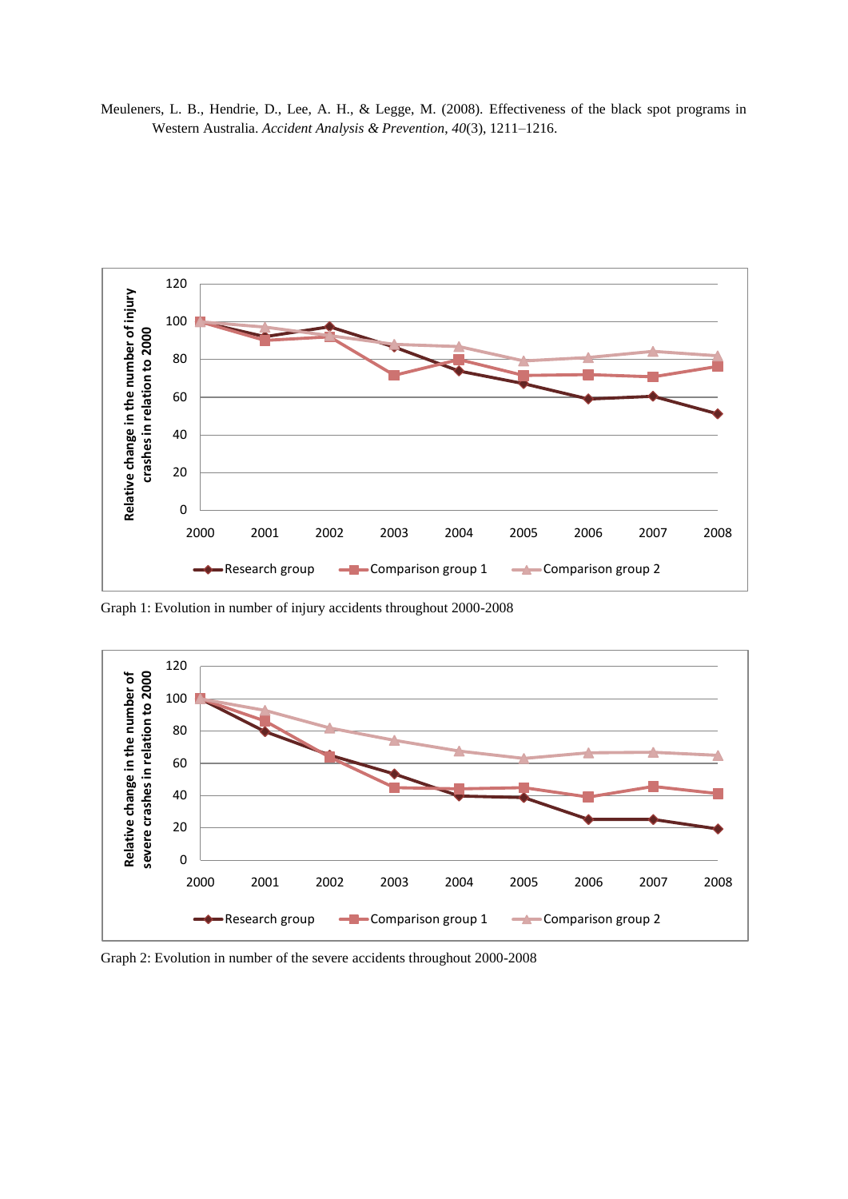Meuleners, L. B., Hendrie, D., Lee, A. H., & Legge, M. (2008). Effectiveness of the black spot programs in Western Australia. *Accident Analysis & Prevention*, *40*(3), 1211–1216.

Relative change in the number of injury crashes in relation to 2000

120
100
80
60
40
20
0

2000 2001 2002 2003 2004 2005 2006 2007 2008

Research group
Comparison group 1
Comparison group 2

Graph 1: Evolution in number of injury accidents throughout 2000-2008

Relative change in the number of severe crashes in relation to 2000

120
100
80
60
40
20
0

2000 2001 2002 2003 2004 2005 2006 2007 2008

Research group
Comparison group 1
Comparison group 2

Graph 2: Evolution in number of the severe accidents throughout 2000-2008